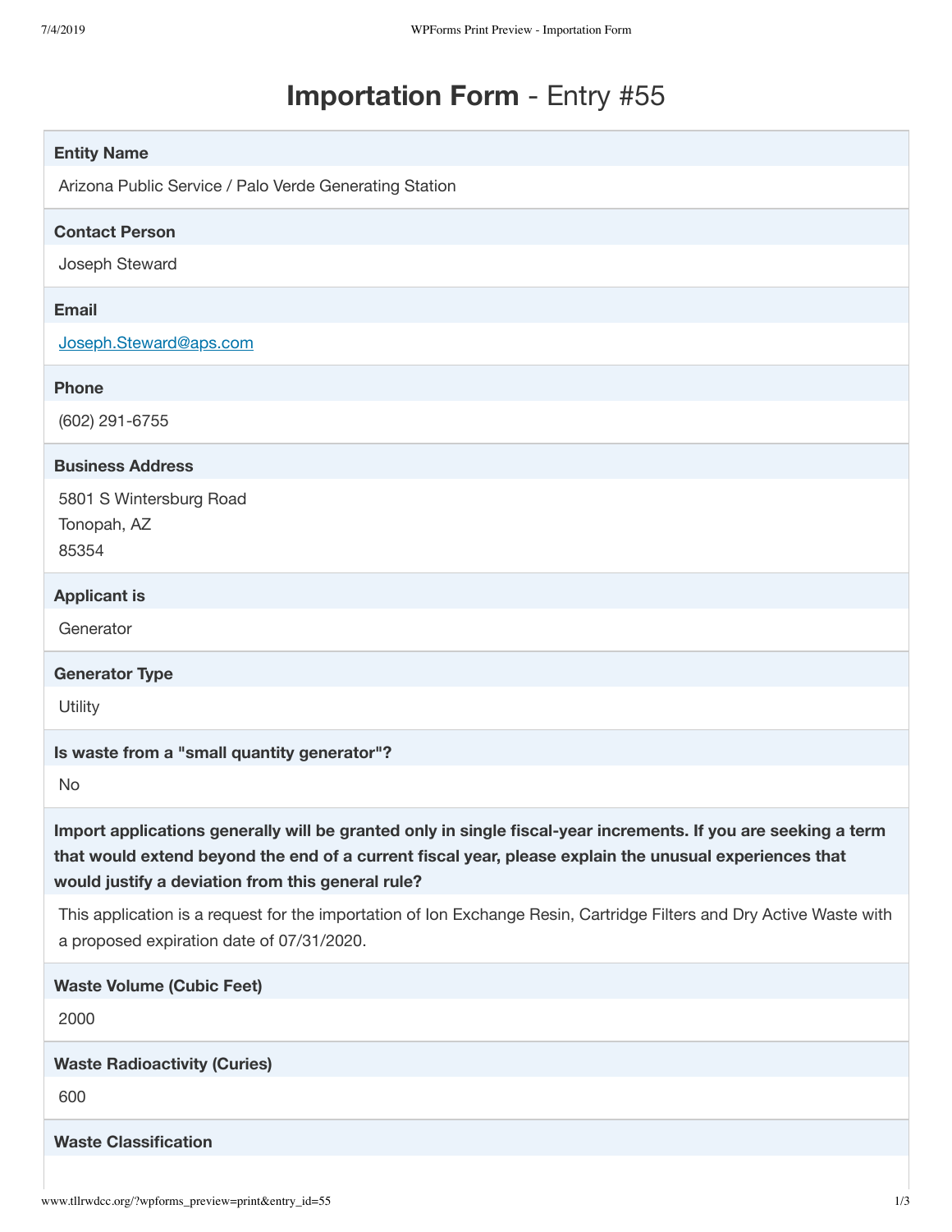# **Importation Form** - Entry #55

**Entity Name**

Arizona Public Service / Palo Verde Generating Station

**Contact Person**

Joseph Steward

**Email**

Joseph.Steward@aps.com

**Phone**

(602) 291-6755

**Business Address**

5801 S Wintersburg Road
Tonopah, AZ
85354

**Applicant is**

Generator

**Generator Type**

Utility

**Is waste from a "small quantity generator"?**

No

**Import applications generally will be granted only in single fiscal-year increments. If you are seeking a term that would extend beyond the end of a current fiscal year, please explain the unusual experiences that would justify a deviation from this general rule?**

This application is a request for the importation of Ion Exchange Resin, Cartridge Filters and Dry Active Waste with a proposed expiration date of 07/31/2020.

**Waste Volume (Cubic Feet)**

2000

**Waste Radioactivity (Curies)**

600

**Waste Classification**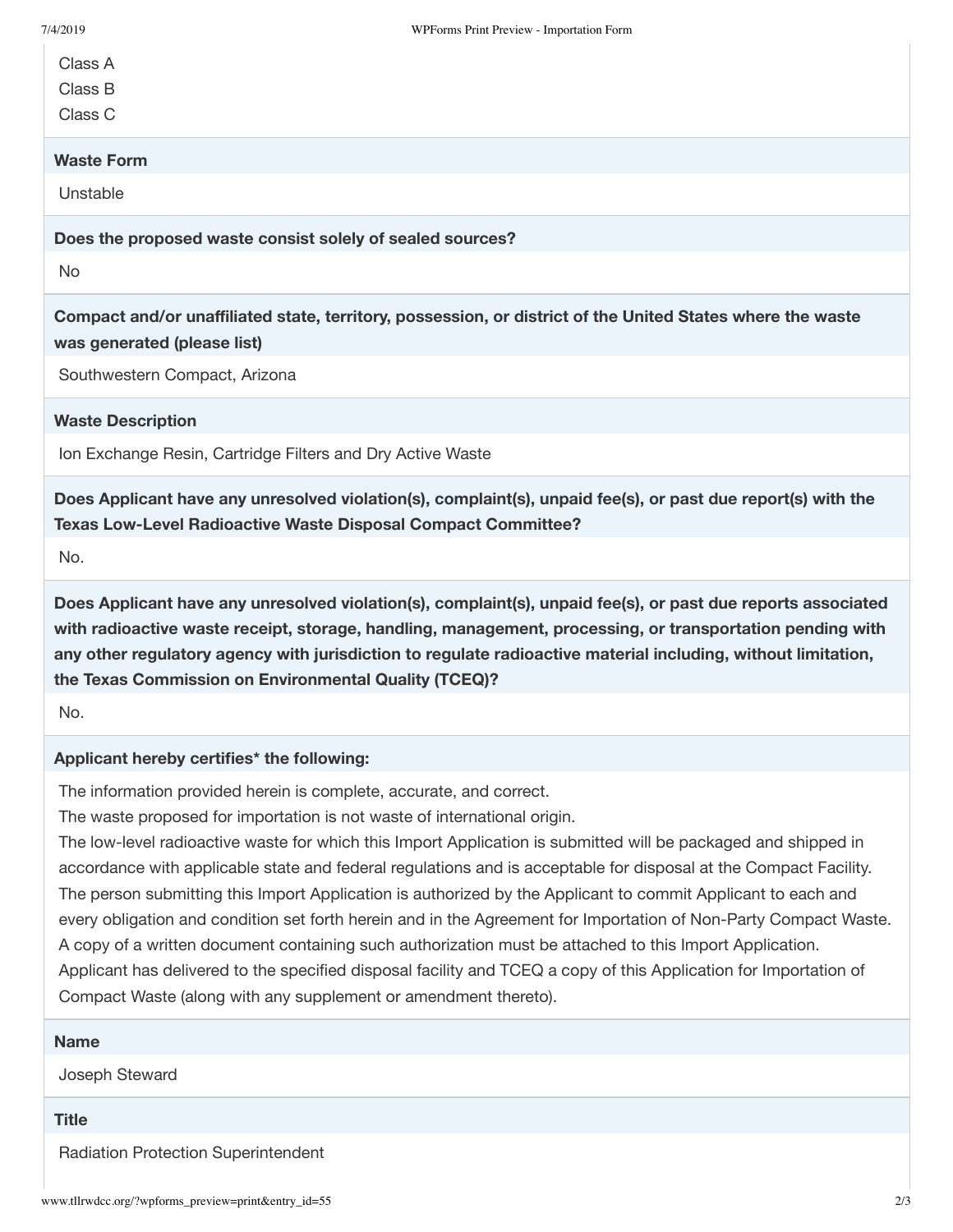Class A
Class B
Class C

**Waste Form**

Unstable

**Does the proposed waste consist solely of sealed sources?**

No

**Compact and/or unaffiliated state, territory, possession, or district of the United States where the waste was generated (please list)**

Southwestern Compact, Arizona

**Waste Description**

Ion Exchange Resin, Cartridge Filters and Dry Active Waste

**Does Applicant have any unresolved violation(s), complaint(s), unpaid fee(s), or past due report(s) with the Texas Low-Level Radioactive Waste Disposal Compact Committee?**

No.

**Does Applicant have any unresolved violation(s), complaint(s), unpaid fee(s), or past due reports associated with radioactive waste receipt, storage, handling, management, processing, or transportation pending with any other regulatory agency with jurisdiction to regulate radioactive material including, without limitation, the Texas Commission on Environmental Quality (TCEQ)?**

No.

**Applicant hereby certifies* the following:**

The information provided herein is complete, accurate, and correct.
The waste proposed for importation is not waste of international origin.
The low-level radioactive waste for which this Import Application is submitted will be packaged and shipped in accordance with applicable state and federal regulations and is acceptable for disposal at the Compact Facility.
The person submitting this Import Application is authorized by the Applicant to commit Applicant to each and every obligation and condition set forth herein and in the Agreement for Importation of Non-Party Compact Waste. A copy of a written document containing such authorization must be attached to this Import Application.
Applicant has delivered to the specified disposal facility and TCEQ a copy of this Application for Importation of Compact Waste (along with any supplement or amendment thereto).

**Name**

Joseph Steward

**Title**

Radiation Protection Superintendent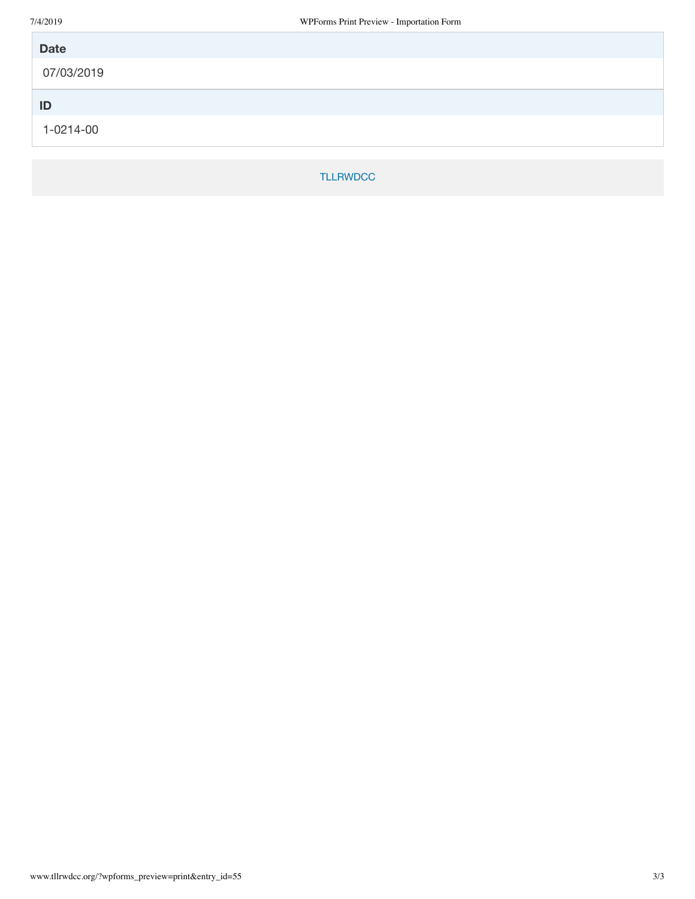**Date**

07/03/2019

**ID**

1-0214-00

TLLRWDCC